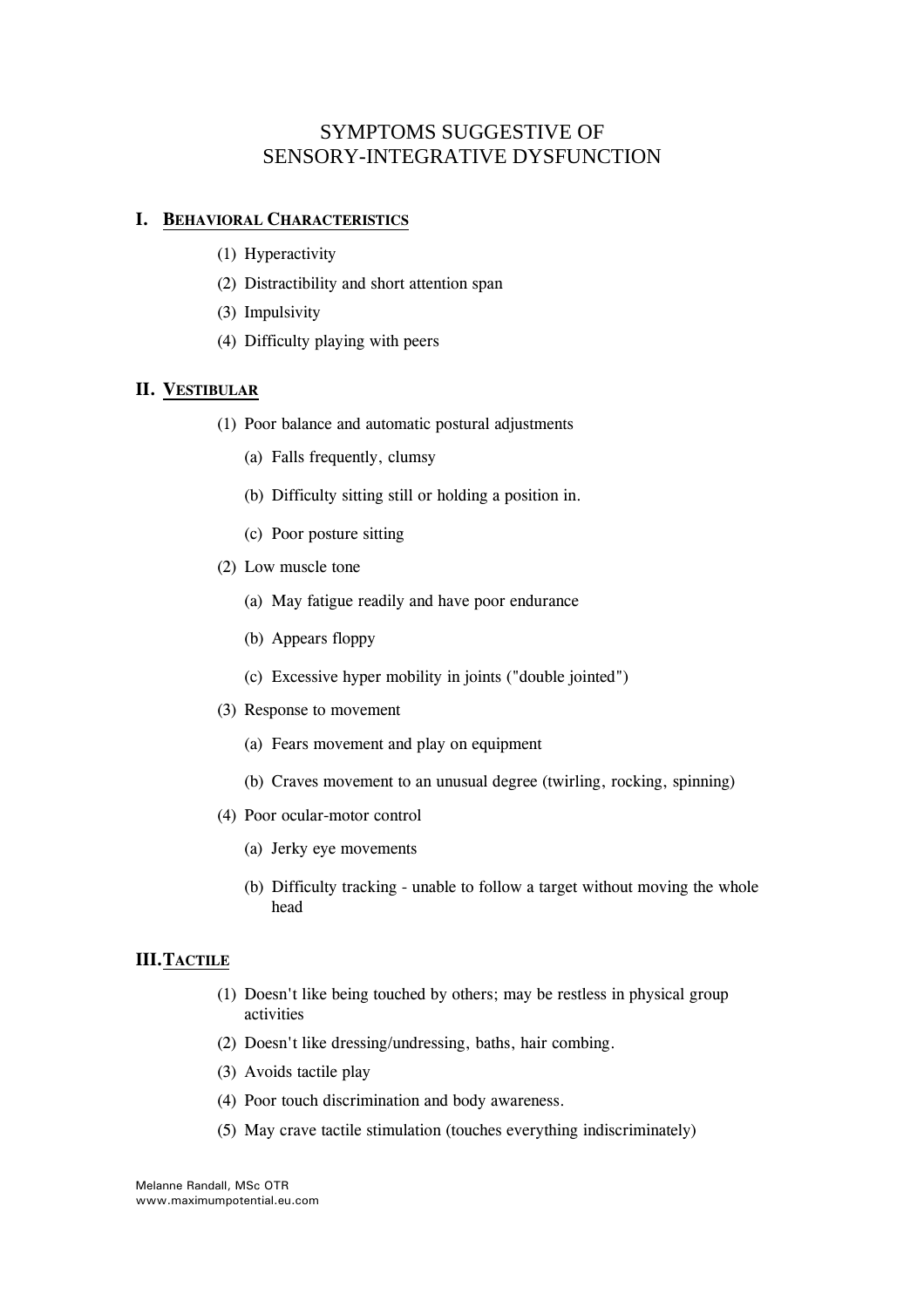# SYMPTOMS SUGGESTIVE OF SENSORY-INTEGRATIVE DYSFUNCTION

## I. BEHAVIORAL CHARACTERISTICS

(1) Hyperactivity

(2) Distractibility and short attention span

(3) Impulsivity

(4) Difficulty playing with peers

## II. VESTIBULAR

(1) Poor balance and automatic postural adjustments

- (a) Falls frequently, clumsy
- (b) Difficulty sitting still or holding a position in.
- (c) Poor posture sitting

(2) Low muscle tone

- (a) May fatigue readily and have poor endurance
- (b) Appears floppy
- (c) Excessive hyper mobility in joints ("double jointed")

(3) Response to movement

- (a) Fears movement and play on equipment
- (b) Craves movement to an unusual degree (twirling, rocking, spinning)

(4) Poor ocular-motor control

- (a) Jerky eye movements
- (b) Difficulty tracking - unable to follow a target without moving the whole head

## III. TACTILE

(1) Doesn't like being touched by others; may be restless in physical group activities

(2) Doesn't like dressing/undressing, baths, hair combing.

(3) Avoids tactile play

(4) Poor touch discrimination and body awareness.

(5) May crave tactile stimulation (touches everything indiscriminately)

Melanne Randall, MSc OTR
www.maximumpotential.eu.com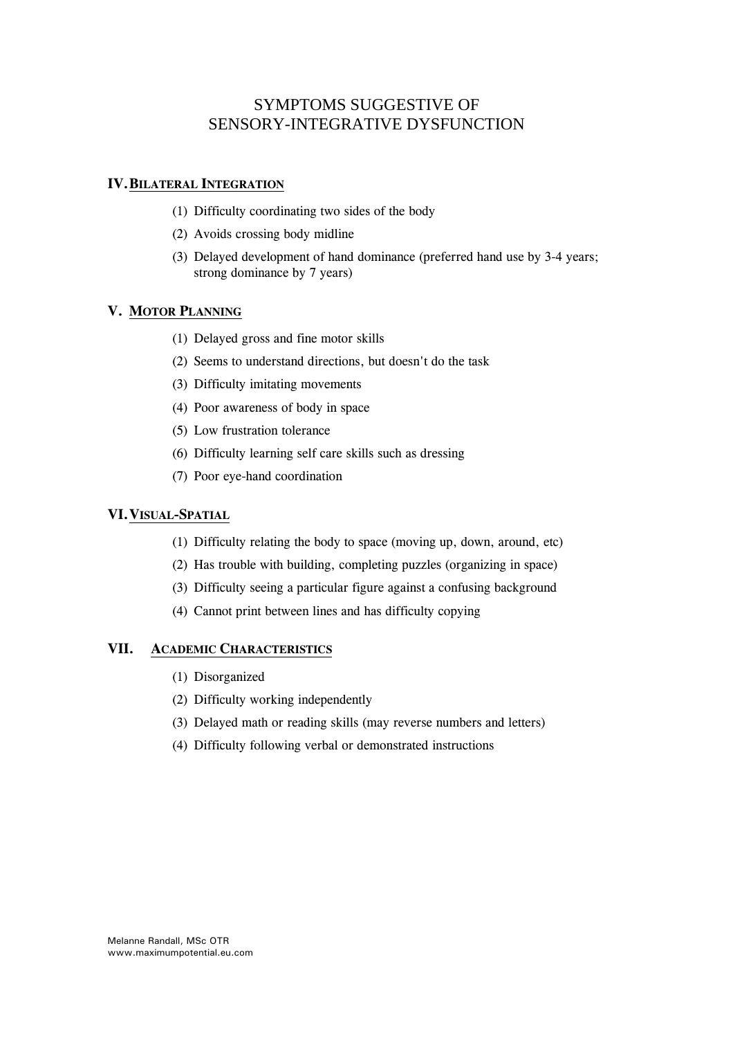# SYMPTOMS SUGGESTIVE OF SENSORY-INTEGRATIVE DYSFUNCTION

## IV. BILATERAL INTEGRATION

(1) Difficulty coordinating two sides of the body

(2) Avoids crossing body midline

(3) Delayed development of hand dominance (preferred hand use by 3-4 years; strong dominance by 7 years)

## V. MOTOR PLANNING

(1) Delayed gross and fine motor skills

(2) Seems to understand directions, but doesn't do the task

(3) Difficulty imitating movements

(4) Poor awareness of body in space

(5) Low frustration tolerance

(6) Difficulty learning self care skills such as dressing

(7) Poor eye-hand coordination

## VI. VISUAL-SPATIAL

(1) Difficulty relating the body to space (moving up, down, around, etc)

(2) Has trouble with building, completing puzzles (organizing in space)

(3) Difficulty seeing a particular figure against a confusing background

(4) Cannot print between lines and has difficulty copying

## VII. ACADEMIC CHARACTERISTICS

(1) Disorganized

(2) Difficulty working independently

(3) Delayed math or reading skills (may reverse numbers and letters)

(4) Difficulty following verbal or demonstrated instructions

Melanne Randall, MSc OTR
www.maximumpotential.eu.com